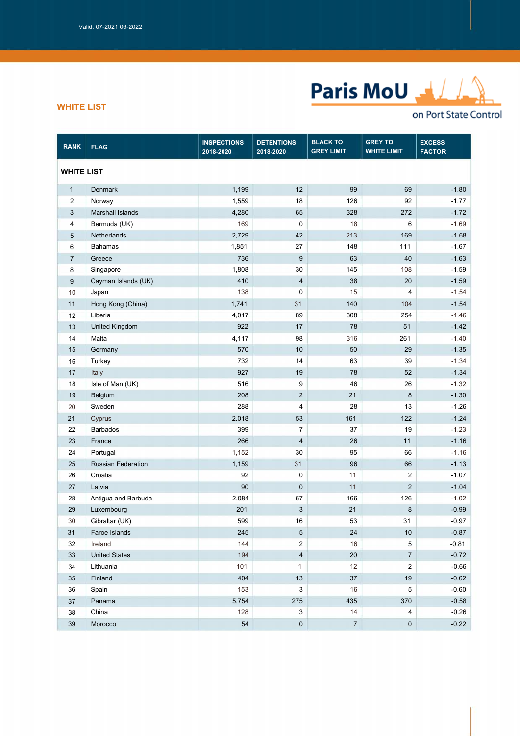Valid: 07-2021 06-2022

Paris MoU on Port State Control

## WHITE LIST

| RANK | FLAG | INSPECTIONS 2018-2020 | DETENTIONS 2018-2020 | BLACK TO GREY LIMIT | GREY TO WHITE LIMIT | EXCESS FACTOR |
|---|---|---|---|---|---|---|
| **WHITE LIST** | | | | | | |
| 1 | Denmark | 1,199 | 12 | 99 | 69 | -1.80 |
| 2 | Norway | 1,559 | 18 | 126 | 92 | -1.77 |
| 3 | Marshall Islands | 4,280 | 65 | 328 | 272 | -1.72 |
| 4 | Bermuda (UK) | 169 | 0 | 18 | 6 | -1.69 |
| 5 | Netherlands | 2,729 | 42 | 213 | 169 | -1.68 |
| 6 | Bahamas | 1,851 | 27 | 148 | 111 | -1.67 |
| 7 | Greece | 736 | 9 | 63 | 40 | -1.63 |
| 8 | Singapore | 1,808 | 30 | 145 | 108 | -1.59 |
| 9 | Cayman Islands (UK) | 410 | 4 | 38 | 20 | -1.59 |
| 10 | Japan | 138 | 0 | 15 | 4 | -1.54 |
| 11 | Hong Kong (China) | 1,741 | 31 | 140 | 104 | -1.54 |
| 12 | Liberia | 4,017 | 89 | 308 | 254 | -1.46 |
| 13 | United Kingdom | 922 | 17 | 78 | 51 | -1.42 |
| 14 | Malta | 4,117 | 98 | 316 | 261 | -1.40 |
| 15 | Germany | 570 | 10 | 50 | 29 | -1.35 |
| 16 | Turkey | 732 | 14 | 63 | 39 | -1.34 |
| 17 | Italy | 927 | 19 | 78 | 52 | -1.34 |
| 18 | Isle of Man (UK) | 516 | 9 | 46 | 26 | -1.32 |
| 19 | Belgium | 208 | 2 | 21 | 8 | -1.30 |
| 20 | Sweden | 288 | 4 | 28 | 13 | -1.26 |
| 21 | Cyprus | 2,018 | 53 | 161 | 122 | -1.24 |
| 22 | Barbados | 399 | 7 | 37 | 19 | -1.23 |
| 23 | France | 266 | 4 | 26 | 11 | -1.16 |
| 24 | Portugal | 1,152 | 30 | 95 | 66 | -1.16 |
| 25 | Russian Federation | 1,159 | 31 | 96 | 66 | -1.13 |
| 26 | Croatia | 92 | 0 | 11 | 2 | -1.07 |
| 27 | Latvia | 90 | 0 | 11 | 2 | -1.04 |
| 28 | Antigua and Barbuda | 2,084 | 67 | 166 | 126 | -1.02 |
| 29 | Luxembourg | 201 | 3 | 21 | 8 | -0.99 |
| 30 | Gibraltar (UK) | 599 | 16 | 53 | 31 | -0.97 |
| 31 | Faroe Islands | 245 | 5 | 24 | 10 | -0.87 |
| 32 | Ireland | 144 | 2 | 16 | 5 | -0.81 |
| 33 | United States | 194 | 4 | 20 | 7 | -0.72 |
| 34 | Lithuania | 101 | 1 | 12 | 2 | -0.66 |
| 35 | Finland | 404 | 13 | 37 | 19 | -0.62 |
| 36 | Spain | 153 | 3 | 16 | 5 | -0.60 |
| 37 | Panama | 5,754 | 275 | 435 | 370 | -0.58 |
| 38 | China | 128 | 3 | 14 | 4 | -0.26 |
| 39 | Morocco | 54 | 0 | 7 | 0 | -0.22 |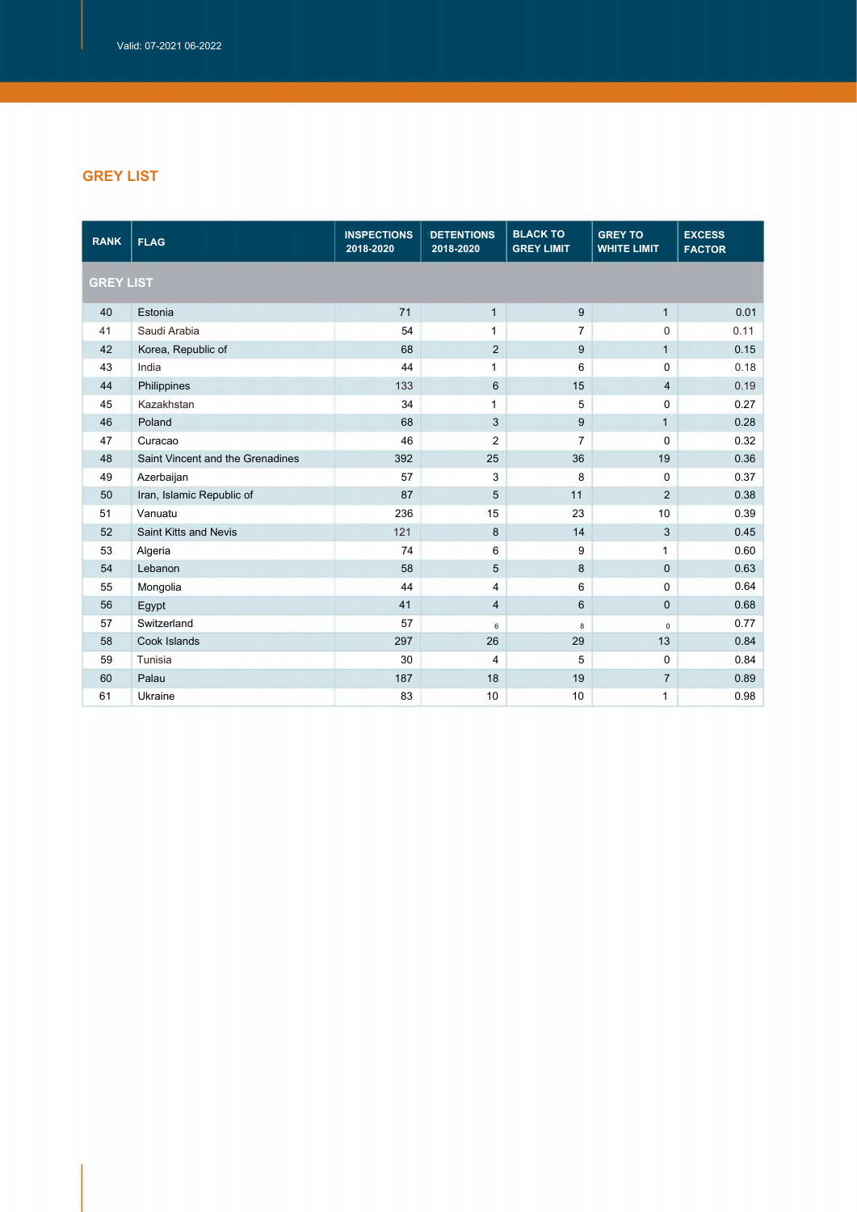## GREY LIST

| RANK | FLAG | INSPECTIONS 2018-2020 | DETENTIONS 2018-2020 | BLACK TO GREY LIMIT | GREY TO WHITE LIMIT | EXCESS FACTOR |
|---|---|---|---|---|---|---|
| **GREY LIST** | | | | | | |
| 40 | Estonia | 71 | 1 | 9 | 1 | 0.01 |
| 41 | Saudi Arabia | 54 | 1 | 7 | 0 | 0.11 |
| 42 | Korea, Republic of | 68 | 2 | 9 | 1 | 0.15 |
| 43 | India | 44 | 1 | 6 | 0 | 0.18 |
| 44 | Philippines | 133 | 6 | 15 | 4 | 0.19 |
| 45 | Kazakhstan | 34 | 1 | 5 | 0 | 0.27 |
| 46 | Poland | 68 | 3 | 9 | 1 | 0.28 |
| 47 | Curacao | 46 | 2 | 7 | 0 | 0.32 |
| 48 | Saint Vincent and the Grenadines | 392 | 25 | 36 | 19 | 0.36 |
| 49 | Azerbaijan | 57 | 3 | 8 | 0 | 0.37 |
| 50 | Iran, Islamic Republic of | 87 | 5 | 11 | 2 | 0.38 |
| 51 | Vanuatu | 236 | 15 | 23 | 10 | 0.39 |
| 52 | Saint Kitts and Nevis | 121 | 8 | 14 | 3 | 0.45 |
| 53 | Algeria | 74 | 6 | 9 | 1 | 0.60 |
| 54 | Lebanon | 58 | 5 | 8 | 0 | 0.63 |
| 55 | Mongolia | 44 | 4 | 6 | 0 | 0.64 |
| 56 | Egypt | 41 | 4 | 6 | 0 | 0.68 |
| 57 | Switzerland | 57 | 6 | 8 | 0 | 0.77 |
| 58 | Cook Islands | 297 | 26 | 29 | 13 | 0.84 |
| 59 | Tunisia | 30 | 4 | 5 | 0 | 0.84 |
| 60 | Palau | 187 | 18 | 19 | 7 | 0.89 |
| 61 | Ukraine | 83 | 10 | 10 | 1 | 0.98 |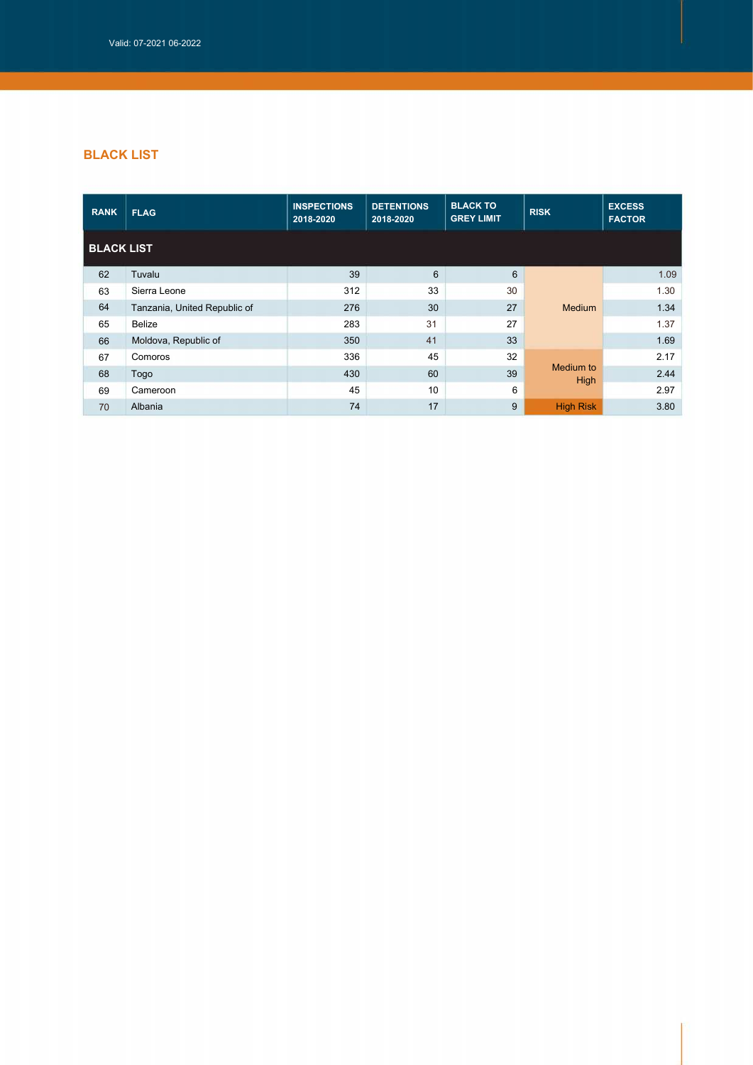Valid: 07-2021 06-2022

## BLACK LIST

| RANK | FLAG | INSPECTIONS 2018-2020 | DETENTIONS 2018-2020 | BLACK TO GREY LIMIT | RISK | EXCESS FACTOR |
|---|---|---|---|---|---|---|
| **BLACK LIST** | | | | | | |
| 62 | Tuvalu | 39 | 6 | 6 | Medium | 1.09 |
| 63 | Sierra Leone | 312 | 33 | 30 | | 1.30 |
| 64 | Tanzania, United Republic of | 276 | 30 | 27 | | 1.34 |
| 65 | Belize | 283 | 31 | 27 | | 1.37 |
| 66 | Moldova, Republic of | 350 | 41 | 33 | | 1.69 |
| 67 | Comoros | 336 | 45 | 32 | Medium to High | 2.17 |
| 68 | Togo | 430 | 60 | 39 | | 2.44 |
| 69 | Cameroon | 45 | 10 | 6 | | 2.97 |
| 70 | Albania | 74 | 17 | 9 | High Risk | 3.80 |